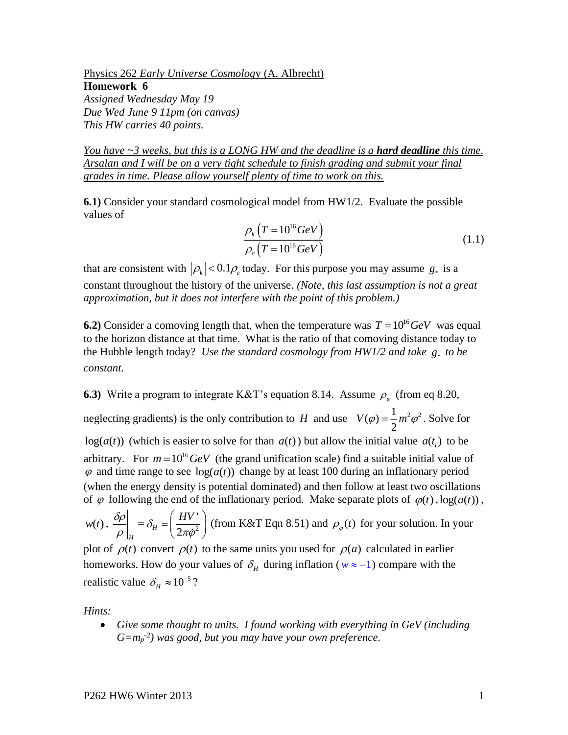Physics 262 *Early Universe Cosmology* (A. Albrecht)
**Homework 6**
*Assigned Wednesday May 19*
*Due Wed June 9 11pm (on canvas)*
*This HW carries 40 points.*

*You have ~3 weeks, but this is a LONG HW and the deadline is a* ***hard deadline*** *this time. Arsalan and I will be on a very tight schedule to finish grading and submit your final grades in time. Please allow yourself plenty of time to work on this.*

**6.1)** Consider your standard cosmological model from HW1/2. Evaluate the possible values of

$$\frac{\rho_k\left(T=10^{16}GeV\right)}{\rho_c\left(T=10^{16}GeV\right)} \tag{1.1}$$

that are consistent with $\left|\rho_k\right|<0.1\rho_c$ today. For this purpose you may assume $g_*$ is a constant throughout the history of the universe. *(Note, this last assumption is not a great approximation, but it does not interfere with the point of this problem.)*

**6.2)** Consider a comoving length that, when the temperature was $T=10^{16}GeV$ was equal to the horizon distance at that time. What is the ratio of that comoving distance today to the Hubble length today? *Use the standard cosmology from HW1/2 and take $g_*$ to be constant.*

**6.3)** Write a program to integrate K&T's equation 8.14. Assume $\rho_\varphi$ (from eq 8.20, neglecting gradients) is the only contribution to $H$ and use $V(\varphi)=\frac{1}{2}m^2\varphi^2$. Solve for $\log(a(t))$ (which is easier to solve for than $a(t)$) but allow the initial value $a(t_i)$ to be arbitrary. For $m=10^{16}GeV$ (the grand unification scale) find a suitable initial value of $\varphi$ and time range to see $\log(a(t))$ change by at least 100 during an inflationary period (when the energy density is potential dominated) and then follow at least two oscillations of $\varphi$ following the end of the inflationary period. Make separate plots of $\varphi(t)$, $\log(a(t))$, $w(t)$, $\left.\frac{\delta\rho}{\rho}\right|_H \equiv \delta_H = \left(\frac{HV'}{2\pi\dot{\varphi}^2}\right)$ (from K&T Eqn 8.51) and $\rho_\varphi(t)$ for your solution. In your plot of $\rho(t)$ convert $\rho(t)$ to the same units you used for $\rho(a)$ calculated in earlier homeworks. How do your values of $\delta_H$ during inflation ($w\approx -1$) compare with the realistic value $\delta_H \approx 10^{-5}$?

*Hints:*

- *Give some thought to units. I found working with everything in GeV (including $G=m_p^{-2}$) was good, but you may have your own preference.*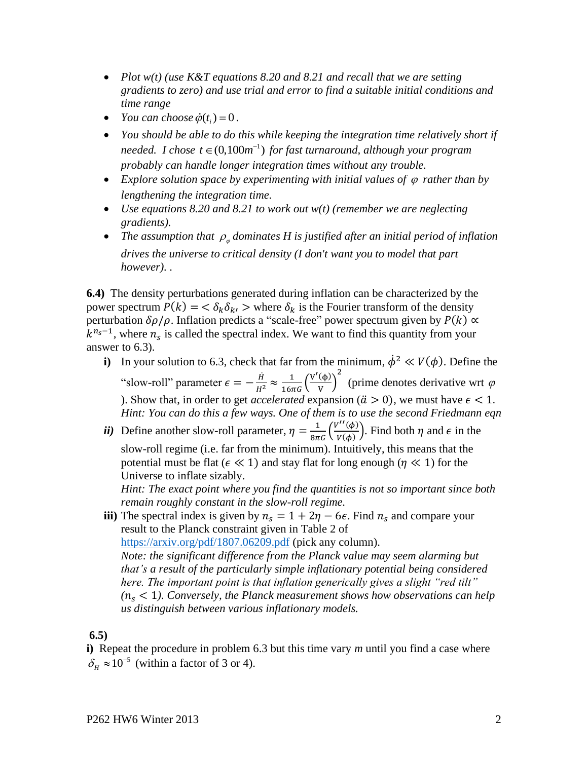- *Plot w(t) (use K&T equations 8.20 and 8.21 and recall that we are setting gradients to zero) and use trial and error to find a suitable initial conditions and time range*
- *You can choose* $\dot{\varphi}(t_i) = 0$.
- *You should be able to do this while keeping the integration time relatively short if needed. I chose* $t \in (0, 100m^{-1})$ *for fast turnaround, although your program probably can handle longer integration times without any trouble.*
- *Explore solution space by experimenting with initial values of* $\varphi$ *rather than by lengthening the integration time.*
- *Use equations 8.20 and 8.21 to work out w(t) (remember we are neglecting gradients).*
- *The assumption that* $\rho_\varphi$ *dominates H is justified after an initial period of inflation drives the universe to critical density (I don't want you to model that part however). .*

**6.4)** The density perturbations generated during inflation can be characterized by the power spectrum $P(k) = \langle \delta_k \delta_{k'} \rangle$ where $\delta_k$ is the Fourier transform of the density perturbation $\delta\rho/\rho$. Inflation predicts a "scale-free" power spectrum given by $P(k) \propto k^{n_s - 1}$, where $n_s$ is called the spectral index. We want to find this quantity from your answer to 6.3).

**i)** In your solution to 6.3, check that far from the minimum, $\dot{\phi}^2 \ll V(\phi)$. Define the "slow-roll" parameter $\epsilon = -\frac{\dot{H}}{H^2} \approx \frac{1}{16\pi G}\left(\frac{V'(\phi)}{V}\right)^2$ (prime denotes derivative wrt $\varphi$ ). Show that, in order to get *accelerated* expansion ($\ddot{a} > 0$), we must have $\epsilon < 1$. *Hint: You can do this a few ways. One of them is to use the second Friedmann eqn*

***ii)*** Define another slow-roll parameter, $\eta = \frac{1}{8\pi G}\left(\frac{V''(\phi)}{V(\phi)}\right)$. Find both $\eta$ and $\epsilon$ in the slow-roll regime (i.e. far from the minimum). Intuitively, this means that the potential must be flat ($\epsilon \ll 1$) and stay flat for long enough ($\eta \ll 1$) for the Universe to inflate sizably.
*Hint: The exact point where you find the quantities is not so important since both remain roughly constant in the slow-roll regime.*

**iii)** The spectral index is given by $n_s = 1 + 2\eta - 6\epsilon$. Find $n_s$ and compare your result to the Planck constraint given in Table 2 of https://arxiv.org/pdf/1807.06209.pdf (pick any column).
*Note: the significant difference from the Planck value may seem alarming but that's a result of the particularly simple inflationary potential being considered here. The important point is that inflation generically gives a slight "red tilt" ($n_s < 1$). Conversely, the Planck measurement shows how observations can help us distinguish between various inflationary models.*

**6.5)**

**i)** Repeat the procedure in problem 6.3 but this time vary *m* until you find a case where $\delta_H \approx 10^{-5}$ (within a factor of 3 or 4).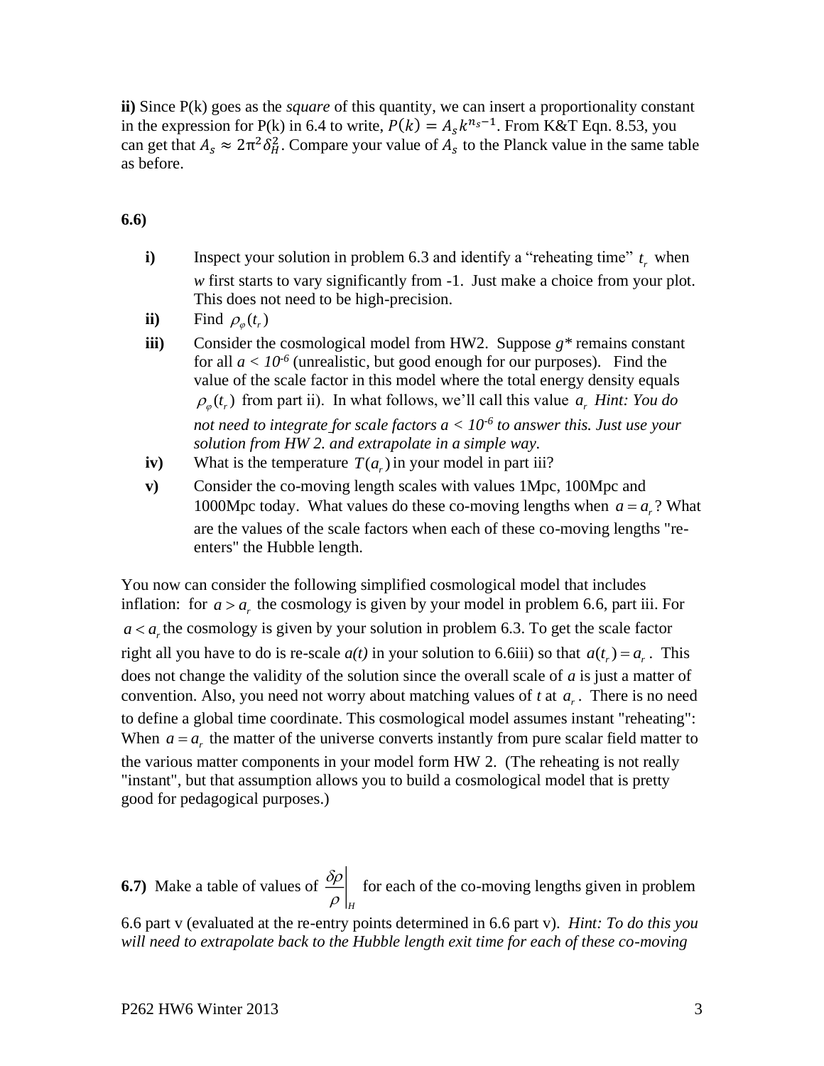**ii)** Since P(k) goes as the *square* of this quantity, we can insert a proportionality constant in the expression for P(k) in 6.4 to write, $P(k) = A_s k^{n_s - 1}$. From K&T Eqn. 8.53, you can get that $A_s \approx 2\pi^2 \delta_H^2$. Compare your value of $A_s$ to the Planck value in the same table as before.

**6.6)**

- **i)** Inspect your solution in problem 6.3 and identify a "reheating time" $t_r$ when *w* first starts to vary significantly from -1. Just make a choice from your plot. This does not need to be high-precision.
- **ii)** Find $\rho_\varphi(t_r)$
- **iii)** Consider the cosmological model from HW2. Suppose *g\** remains constant for all $a < 10^{-6}$ (unrealistic, but good enough for our purposes). Find the value of the scale factor in this model where the total energy density equals $\rho_\varphi(t_r)$ from part ii). In what follows, we'll call this value $a_r$ *Hint: You do not need to integrate for scale factors* $a < 10^{-6}$ *to answer this. Just use your solution from HW 2. and extrapolate in a simple way.*
- **iv)** What is the temperature $T(a_r)$ in your model in part iii?
- **v)** Consider the co-moving length scales with values 1Mpc, 100Mpc and 1000Mpc today. What values do these co-moving lengths when $a = a_r$? What are the values of the scale factors when each of these co-moving lengths "re-enters" the Hubble length.

You now can consider the following simplified cosmological model that includes inflation: for $a > a_r$ the cosmology is given by your model in problem 6.6, part iii. For $a < a_r$ the cosmology is given by your solution in problem 6.3. To get the scale factor right all you have to do is re-scale *a(t)* in your solution to 6.6iii) so that $a(t_r) = a_r$. This does not change the validity of the solution since the overall scale of *a* is just a matter of convention. Also, you need not worry about matching values of *t* at $a_r$. There is no need to define a global time coordinate. This cosmological model assumes instant "reheating": When $a = a_r$ the matter of the universe converts instantly from pure scalar field matter to the various matter components in your model form HW 2. (The reheating is not really "instant", but that assumption allows you to build a cosmological model that is pretty good for pedagogical purposes.)

**6.7)** Make a table of values of $\left.\frac{\delta\rho}{\rho}\right|_H$ for each of the co-moving lengths given in problem 6.6 part v (evaluated at the re-entry points determined in 6.6 part v). *Hint: To do this you will need to extrapolate back to the Hubble length exit time for each of these co-moving*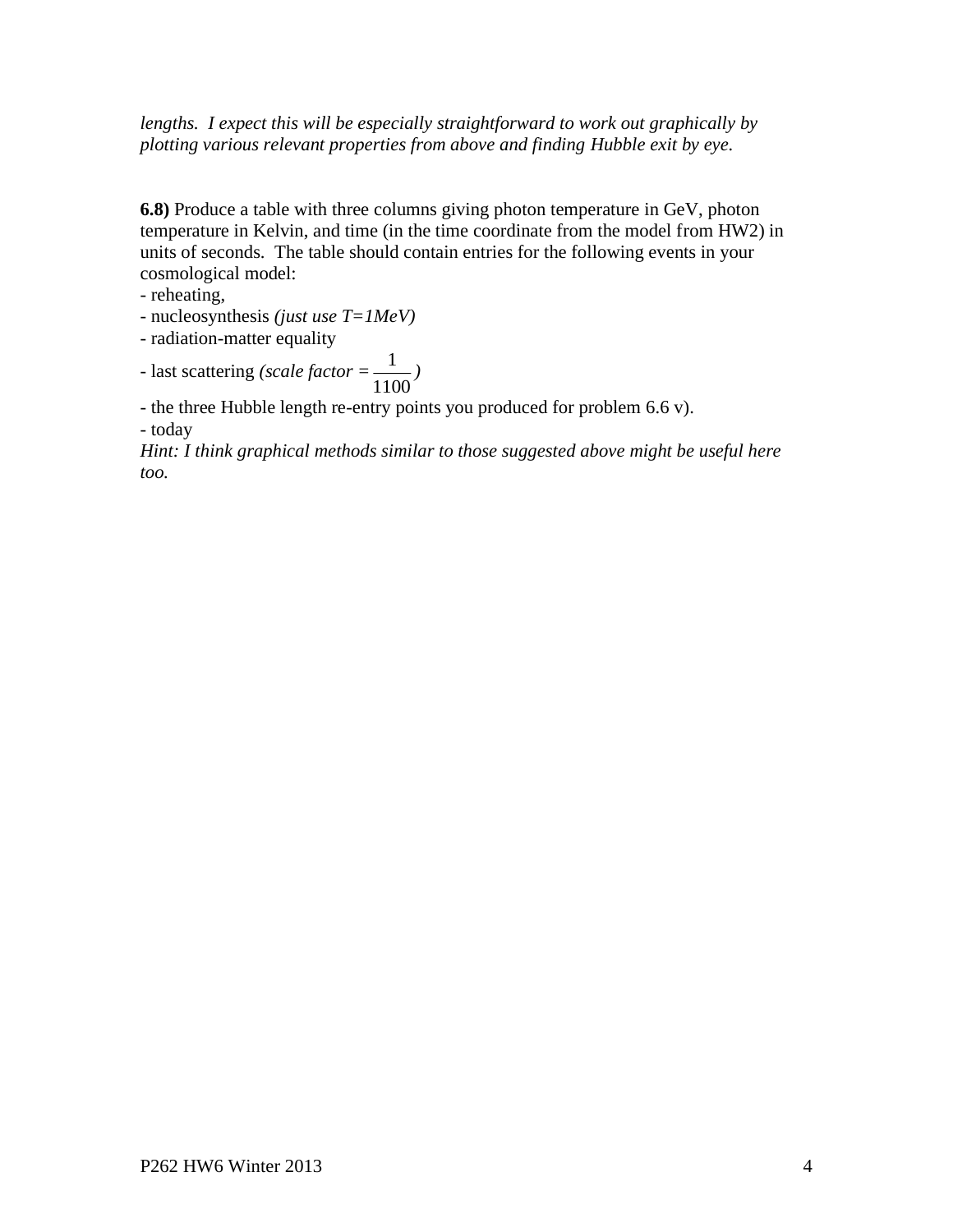*lengths. I expect this will be especially straightforward to work out graphically by plotting various relevant properties from above and finding Hubble exit by eye.*

**6.8)** Produce a table with three columns giving photon temperature in GeV, photon temperature in Kelvin, and time (in the time coordinate from the model from HW2) in units of seconds. The table should contain entries for the following events in your cosmological model:

- reheating,
- nucleosynthesis *(just use T=1MeV)*
- radiation-matter equality
- last scattering *(scale factor =* $\frac{1}{1100}$ *)*
- the three Hubble length re-entry points you produced for problem 6.6 v).
- today

*Hint: I think graphical methods similar to those suggested above might be useful here too.*